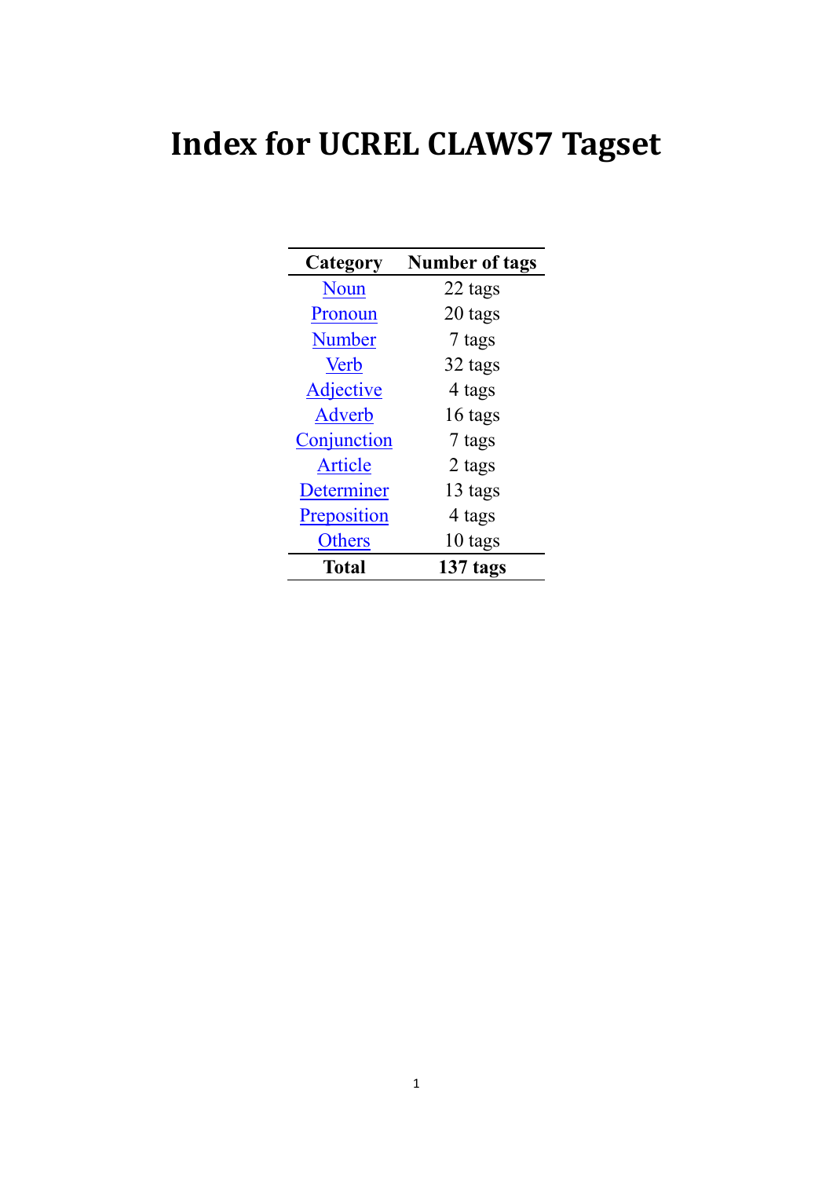# Index for UCREL CLAWS7 Tagset

| Category | Number of tags |
|---|---|
| Noun | 22 tags |
| Pronoun | 20 tags |
| Number | 7 tags |
| Verb | 32 tags |
| Adjective | 4 tags |
| Adverb | 16 tags |
| Conjunction | 7 tags |
| Article | 2 tags |
| Determiner | 13 tags |
| Preposition | 4 tags |
| Others | 10 tags |
| **Total** | **137 tags** |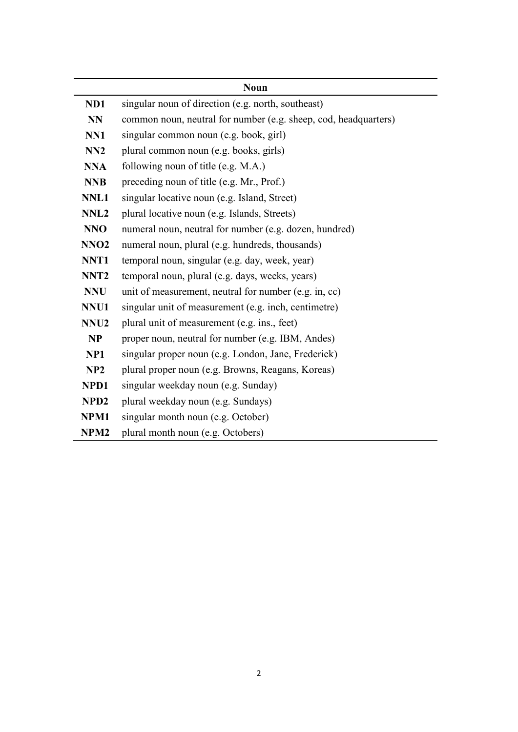| Noun | |
|---|---|
| **ND1** | singular noun of direction (e.g. north, southeast) |
| **NN** | common noun, neutral for number (e.g. sheep, cod, headquarters) |
| **NN1** | singular common noun (e.g. book, girl) |
| **NN2** | plural common noun (e.g. books, girls) |
| **NNA** | following noun of title (e.g. M.A.) |
| **NNB** | preceding noun of title (e.g. Mr., Prof.) |
| **NNL1** | singular locative noun (e.g. Island, Street) |
| **NNL2** | plural locative noun (e.g. Islands, Streets) |
| **NNO** | numeral noun, neutral for number (e.g. dozen, hundred) |
| **NNO2** | numeral noun, plural (e.g. hundreds, thousands) |
| **NNT1** | temporal noun, singular (e.g. day, week, year) |
| **NNT2** | temporal noun, plural (e.g. days, weeks, years) |
| **NNU** | unit of measurement, neutral for number (e.g. in, cc) |
| **NNU1** | singular unit of measurement (e.g. inch, centimetre) |
| **NNU2** | plural unit of measurement (e.g. ins., feet) |
| **NP** | proper noun, neutral for number (e.g. IBM, Andes) |
| **NP1** | singular proper noun (e.g. London, Jane, Frederick) |
| **NP2** | plural proper noun (e.g. Browns, Reagans, Koreas) |
| **NPD1** | singular weekday noun (e.g. Sunday) |
| **NPD2** | plural weekday noun (e.g. Sundays) |
| **NPM1** | singular month noun (e.g. October) |
| **NPM2** | plural month noun (e.g. Octobers) |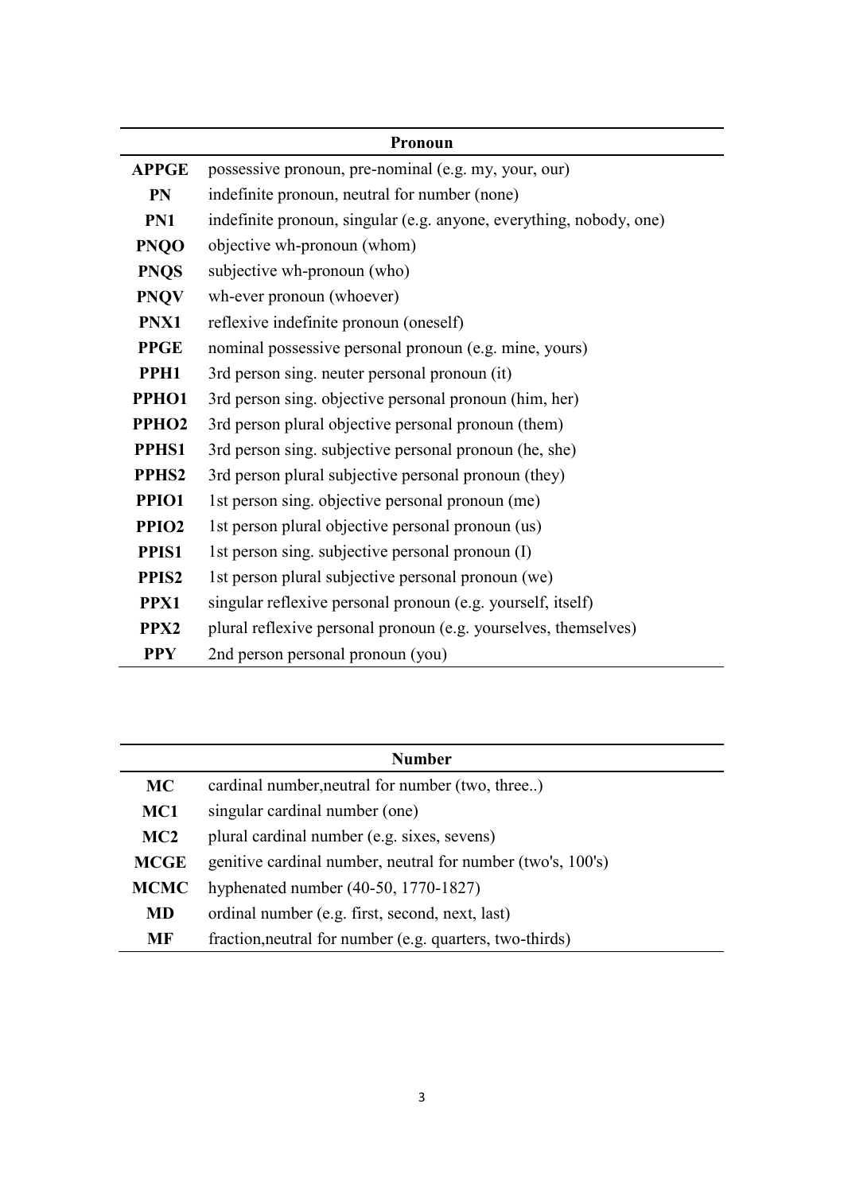| Pronoun | |
|---|---|
| **APPGE** | possessive pronoun, pre-nominal (e.g. my, your, our) |
| **PN** | indefinite pronoun, neutral for number (none) |
| **PN1** | indefinite pronoun, singular (e.g. anyone, everything, nobody, one) |
| **PNQO** | objective wh-pronoun (whom) |
| **PNQS** | subjective wh-pronoun (who) |
| **PNQV** | wh-ever pronoun (whoever) |
| **PNX1** | reflexive indefinite pronoun (oneself) |
| **PPGE** | nominal possessive personal pronoun (e.g. mine, yours) |
| **PPH1** | 3rd person sing. neuter personal pronoun (it) |
| **PPHO1** | 3rd person sing. objective personal pronoun (him, her) |
| **PPHO2** | 3rd person plural objective personal pronoun (them) |
| **PPHS1** | 3rd person sing. subjective personal pronoun (he, she) |
| **PPHS2** | 3rd person plural subjective personal pronoun (they) |
| **PPIO1** | 1st person sing. objective personal pronoun (me) |
| **PPIO2** | 1st person plural objective personal pronoun (us) |
| **PPIS1** | 1st person sing. subjective personal pronoun (I) |
| **PPIS2** | 1st person plural subjective personal pronoun (we) |
| **PPX1** | singular reflexive personal pronoun (e.g. yourself, itself) |
| **PPX2** | plural reflexive personal pronoun (e.g. yourselves, themselves) |
| **PPY** | 2nd person personal pronoun (you) |

| Number | |
|---|---|
| **MC** | cardinal number,neutral for number (two, three..) |
| **MC1** | singular cardinal number (one) |
| **MC2** | plural cardinal number (e.g. sixes, sevens) |
| **MCGE** | genitive cardinal number, neutral for number (two's, 100's) |
| **MCMC** | hyphenated number (40-50, 1770-1827) |
| **MD** | ordinal number (e.g. first, second, next, last) |
| **MF** | fraction,neutral for number (e.g. quarters, two-thirds) |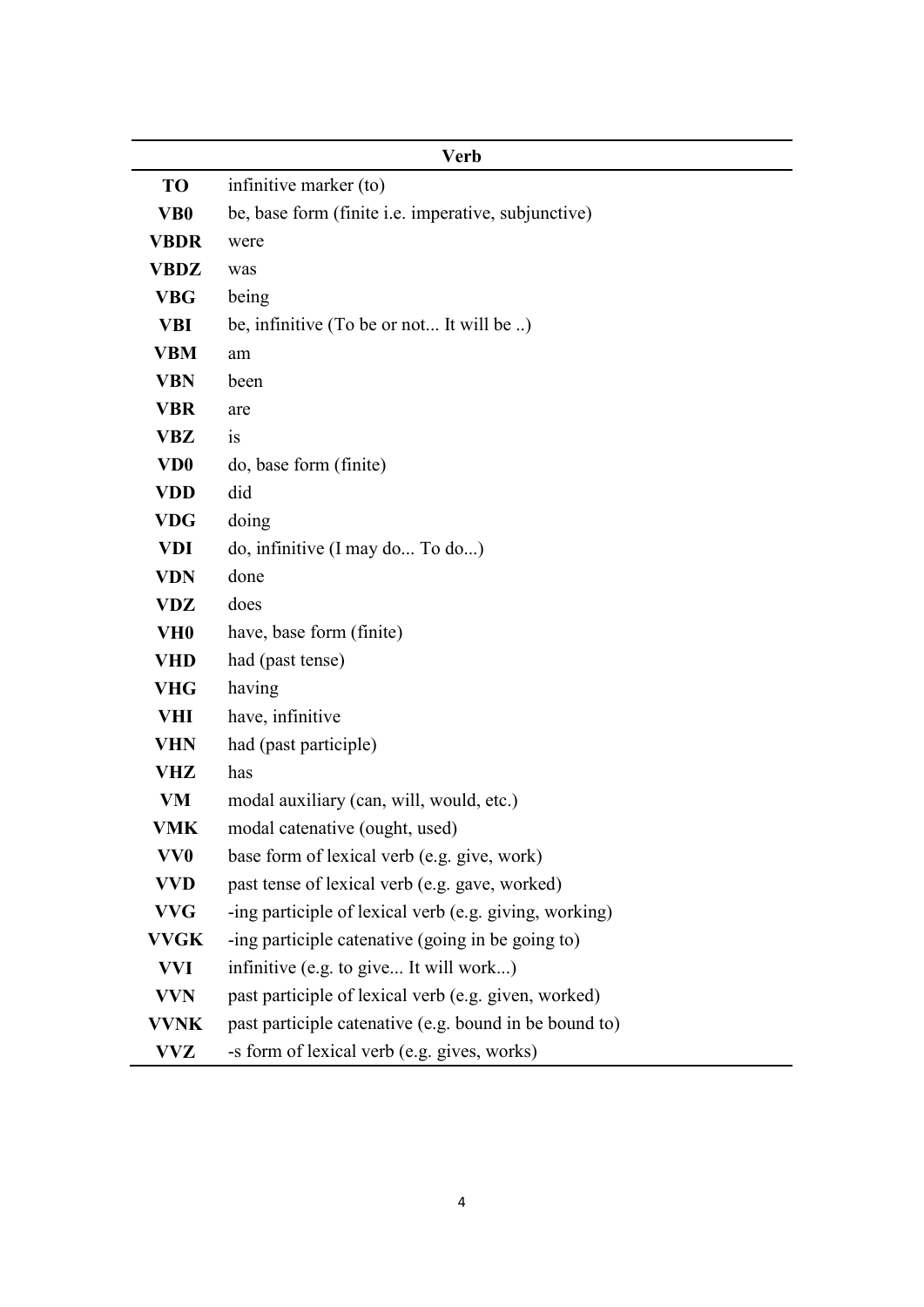| Verb | |
|---|---|
| **TO** | infinitive marker (to) |
| **VB0** | be, base form (finite i.e. imperative, subjunctive) |
| **VBDR** | were |
| **VBDZ** | was |
| **VBG** | being |
| **VBI** | be, infinitive (To be or not... It will be ..) |
| **VBM** | am |
| **VBN** | been |
| **VBR** | are |
| **VBZ** | is |
| **VD0** | do, base form (finite) |
| **VDD** | did |
| **VDG** | doing |
| **VDI** | do, infinitive (I may do... To do...) |
| **VDN** | done |
| **VDZ** | does |
| **VH0** | have, base form (finite) |
| **VHD** | had (past tense) |
| **VHG** | having |
| **VHI** | have, infinitive |
| **VHN** | had (past participle) |
| **VHZ** | has |
| **VM** | modal auxiliary (can, will, would, etc.) |
| **VMK** | modal catenative (ought, used) |
| **VV0** | base form of lexical verb (e.g. give, work) |
| **VVD** | past tense of lexical verb (e.g. gave, worked) |
| **VVG** | -ing participle of lexical verb (e.g. giving, working) |
| **VVGK** | -ing participle catenative (going in be going to) |
| **VVI** | infinitive (e.g. to give... It will work...) |
| **VVN** | past participle of lexical verb (e.g. given, worked) |
| **VVNK** | past participle catenative (e.g. bound in be bound to) |
| **VVZ** | -s form of lexical verb (e.g. gives, works) |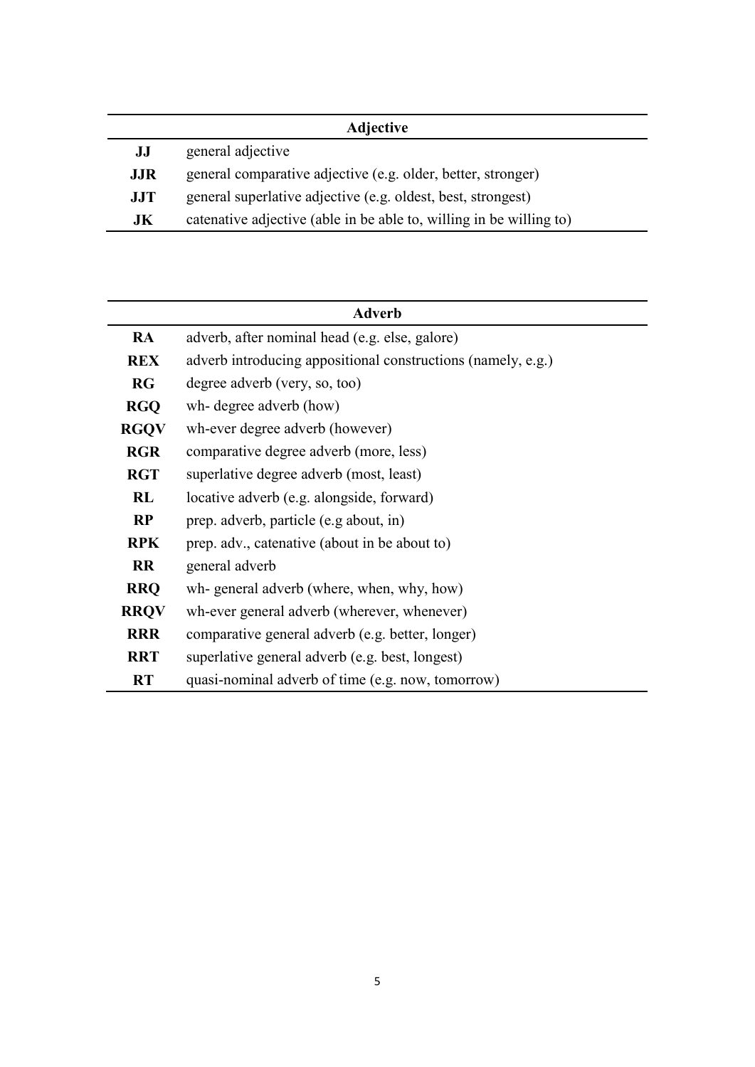| Adjective | |
|---|---|
| **JJ** | general adjective |
| **JJR** | general comparative adjective (e.g. older, better, stronger) |
| **JJT** | general superlative adjective (e.g. oldest, best, strongest) |
| **JK** | catenative adjective (able in be able to, willing in be willing to) |

| Adverb | |
|---|---|
| **RA** | adverb, after nominal head (e.g. else, galore) |
| **REX** | adverb introducing appositional constructions (namely, e.g.) |
| **RG** | degree adverb (very, so, too) |
| **RGQ** | wh- degree adverb (how) |
| **RGQV** | wh-ever degree adverb (however) |
| **RGR** | comparative degree adverb (more, less) |
| **RGT** | superlative degree adverb (most, least) |
| **RL** | locative adverb (e.g. alongside, forward) |
| **RP** | prep. adverb, particle (e.g about, in) |
| **RPK** | prep. adv., catenative (about in be about to) |
| **RR** | general adverb |
| **RRQ** | wh- general adverb (where, when, why, how) |
| **RRQV** | wh-ever general adverb (wherever, whenever) |
| **RRR** | comparative general adverb (e.g. better, longer) |
| **RRT** | superlative general adverb (e.g. best, longest) |
| **RT** | quasi-nominal adverb of time (e.g. now, tomorrow) |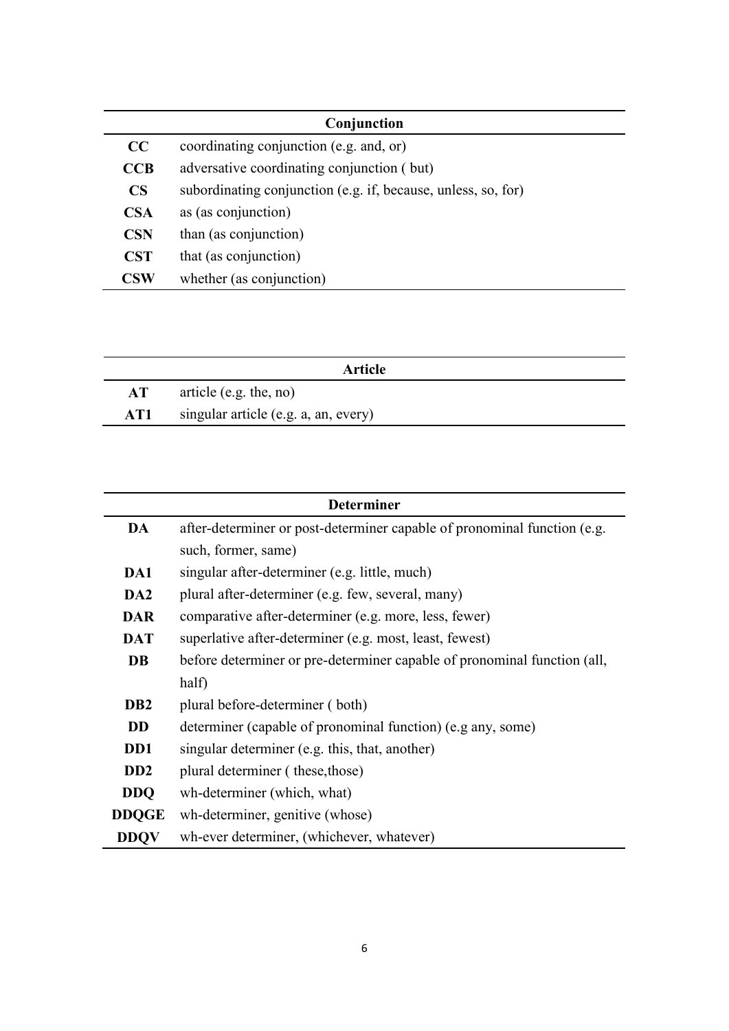| Conjunction | |
|---|---|
| **CC** | coordinating conjunction (e.g. and, or) |
| **CCB** | adversative coordinating conjunction ( but) |
| **CS** | subordinating conjunction (e.g. if, because, unless, so, for) |
| **CSA** | as (as conjunction) |
| **CSN** | than (as conjunction) |
| **CST** | that (as conjunction) |
| **CSW** | whether (as conjunction) |

| Article | |
|---|---|
| **AT** | article (e.g. the, no) |
| **AT1** | singular article (e.g. a, an, every) |

| Determiner | |
|---|---|
| **DA** | after-determiner or post-determiner capable of pronominal function (e.g. such, former, same) |
| **DA1** | singular after-determiner (e.g. little, much) |
| **DA2** | plural after-determiner (e.g. few, several, many) |
| **DAR** | comparative after-determiner (e.g. more, less, fewer) |
| **DAT** | superlative after-determiner (e.g. most, least, fewest) |
| **DB** | before determiner or pre-determiner capable of pronominal function (all, half) |
| **DB2** | plural before-determiner ( both) |
| **DD** | determiner (capable of pronominal function) (e.g any, some) |
| **DD1** | singular determiner (e.g. this, that, another) |
| **DD2** | plural determiner ( these,those) |
| **DDQ** | wh-determiner (which, what) |
| **DDQGE** | wh-determiner, genitive (whose) |
| **DDQV** | wh-ever determiner, (whichever, whatever) |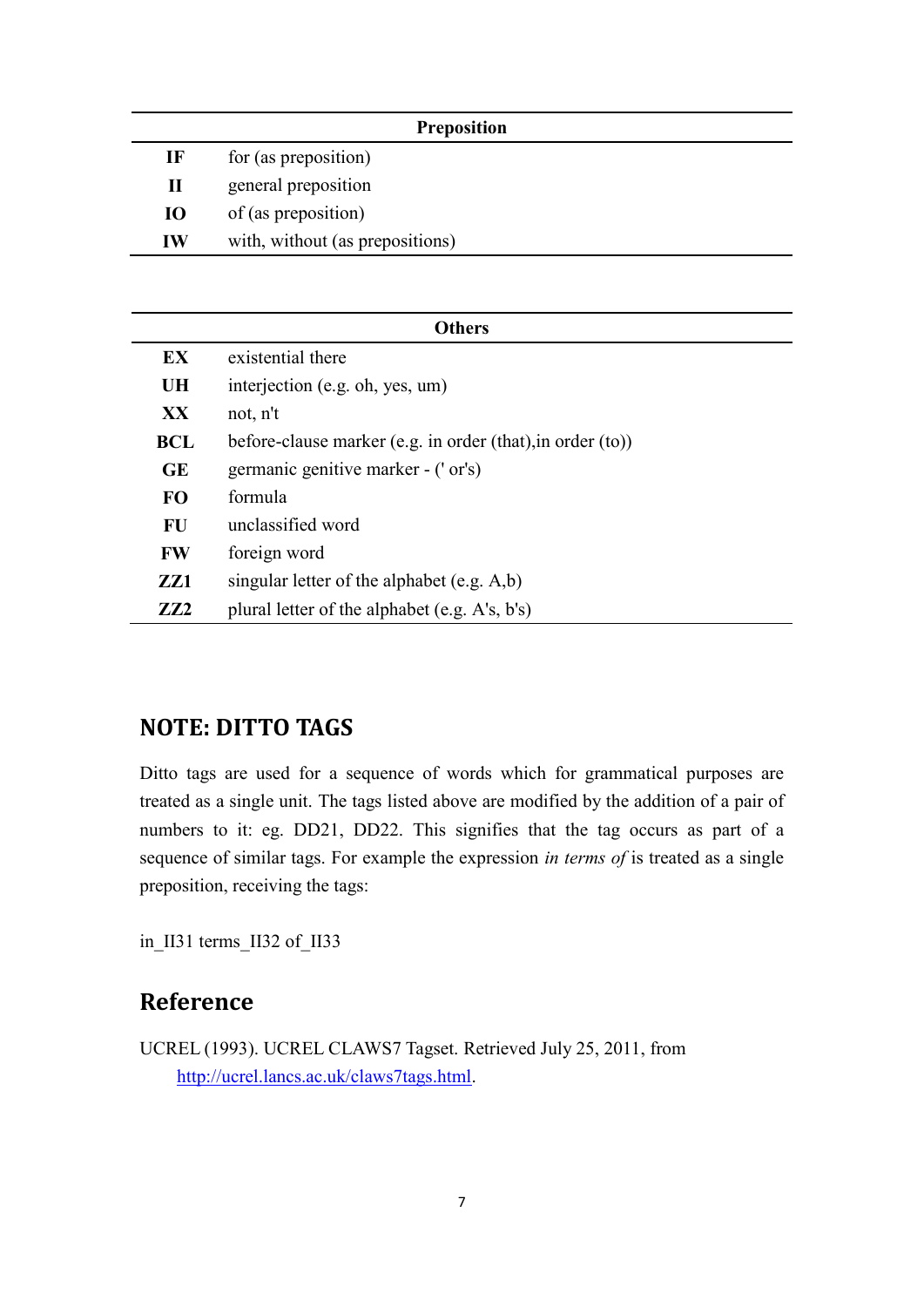| Preposition | |
|---|---|
| **IF** | for (as preposition) |
| **II** | general preposition |
| **IO** | of (as preposition) |
| **IW** | with, without (as prepositions) |

| Others | |
|---|---|
| **EX** | existential there |
| **UH** | interjection (e.g. oh, yes, um) |
| **XX** | not, n't |
| **BCL** | before-clause marker (e.g. in order (that),in order (to)) |
| **GE** | germanic genitive marker - (' or's) |
| **FO** | formula |
| **FU** | unclassified word |
| **FW** | foreign word |
| **ZZ1** | singular letter of the alphabet (e.g. A,b) |
| **ZZ2** | plural letter of the alphabet (e.g. A's, b's) |

## NOTE: DITTO TAGS

Ditto tags are used for a sequence of words which for grammatical purposes are treated as a single unit. The tags listed above are modified by the addition of a pair of numbers to it: eg. DD21, DD22. This signifies that the tag occurs as part of a sequence of similar tags. For example the expression *in terms of* is treated as a single preposition, receiving the tags:

in_II31 terms_II32 of_II33

## Reference

UCREL (1993). UCREL CLAWS7 Tagset. Retrieved July 25, 2011, from http://ucrel.lancs.ac.uk/claws7tags.html.